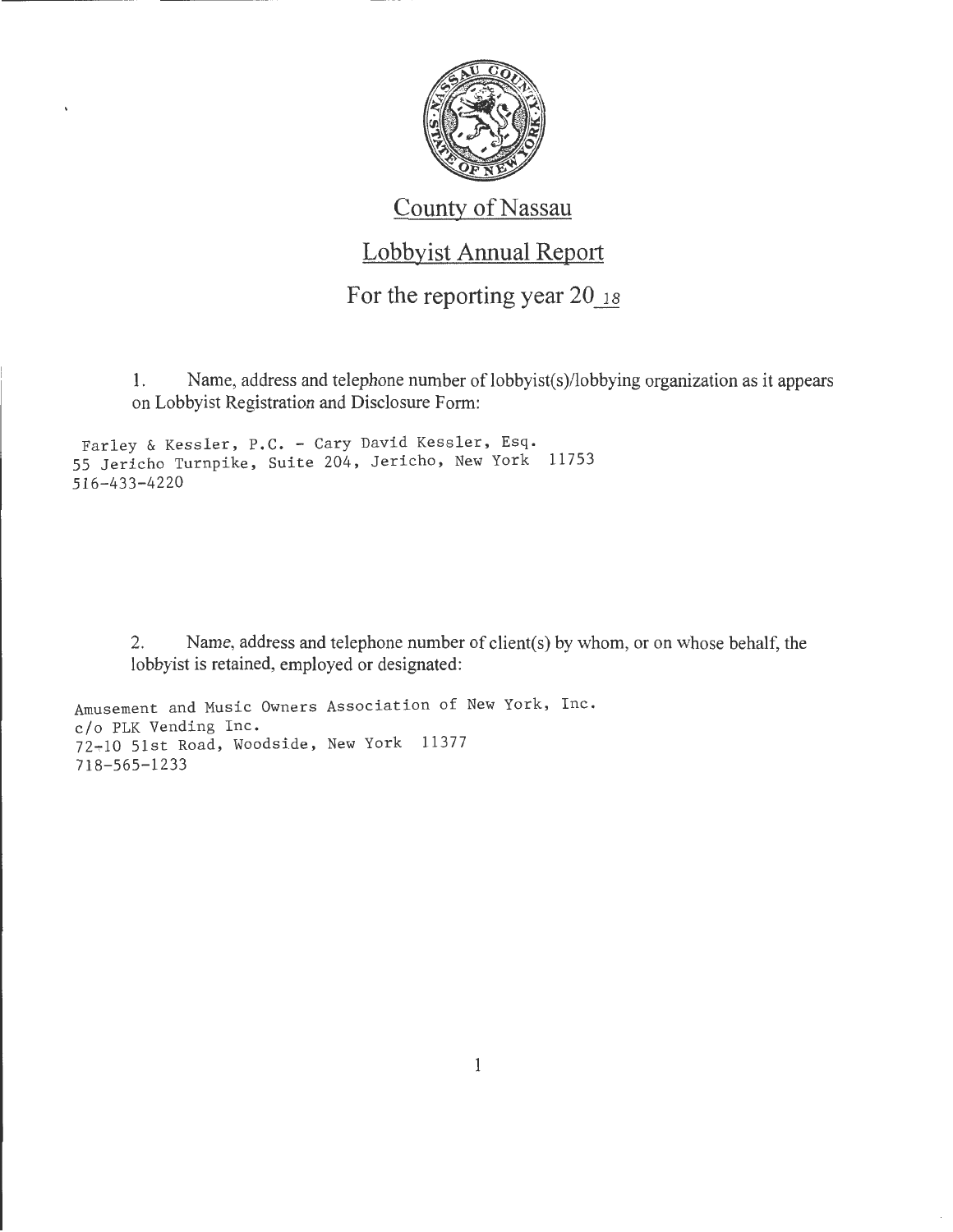# County of Nassau

## Lobbyist Annual Report

## For the reporting year 20 18

1. Name, address and telephone number of lobbyist(s)/lobbying organization as it appears on Lobbyist Registration and Disclosure Form:

Farley & Kessler, P.C. - Cary David Kessler, Esq.
55 Jericho Turnpike, Suite 204, Jericho, New York 11753
516-433-4220

2. Name, address and telephone number of client(s) by whom, or on whose behalf, the lobbyist is retained, employed or designated:

Amusement and Music Owners Association of New York, Inc.
c/o PLK Vending Inc.
72-10 51st Road, Woodside, New York 11377
718-565-1233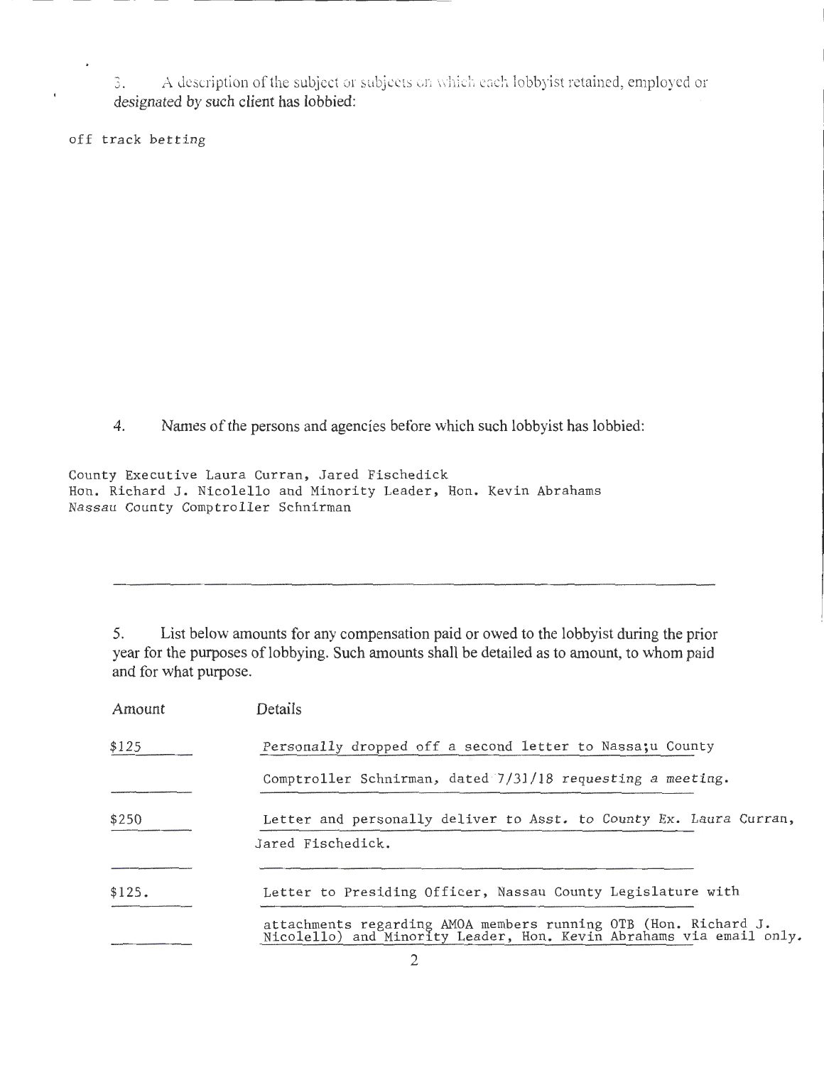3. A description of the subject or subjects on which each lobbyist retained, employed or designated by such client has lobbied:

off track betting

4. Names of the persons and agencies before which such lobbyist has lobbied:

County Executive Laura Curran, Jared Fischedick
Hon. Richard J. Nicolello and Minority Leader, Hon. Kevin Abrahams
Nassau County Comptroller Schnirman

5. List below amounts for any compensation paid or owed to the lobbyist during the prior year for the purposes of lobbying. Such amounts shall be detailed as to amount, to whom paid and for what purpose.

| Amount | Details |
| --- | --- |
| $125 | Personally dropped off a second letter to Nassa;u County Comptroller Schnirman, dated 7/31/18 requesting a meeting. |
| $250 | Letter and personally deliver to Asst. to County Ex. Laura Curran, Jared Fischedick. |
| $125. | Letter to Presiding Officer, Nassau County Legislature with attachments regarding AMOA members running OTB (Hon. Richard J. Nicolello) and Minority Leader, Hon. Kevin Abrahams via email only. |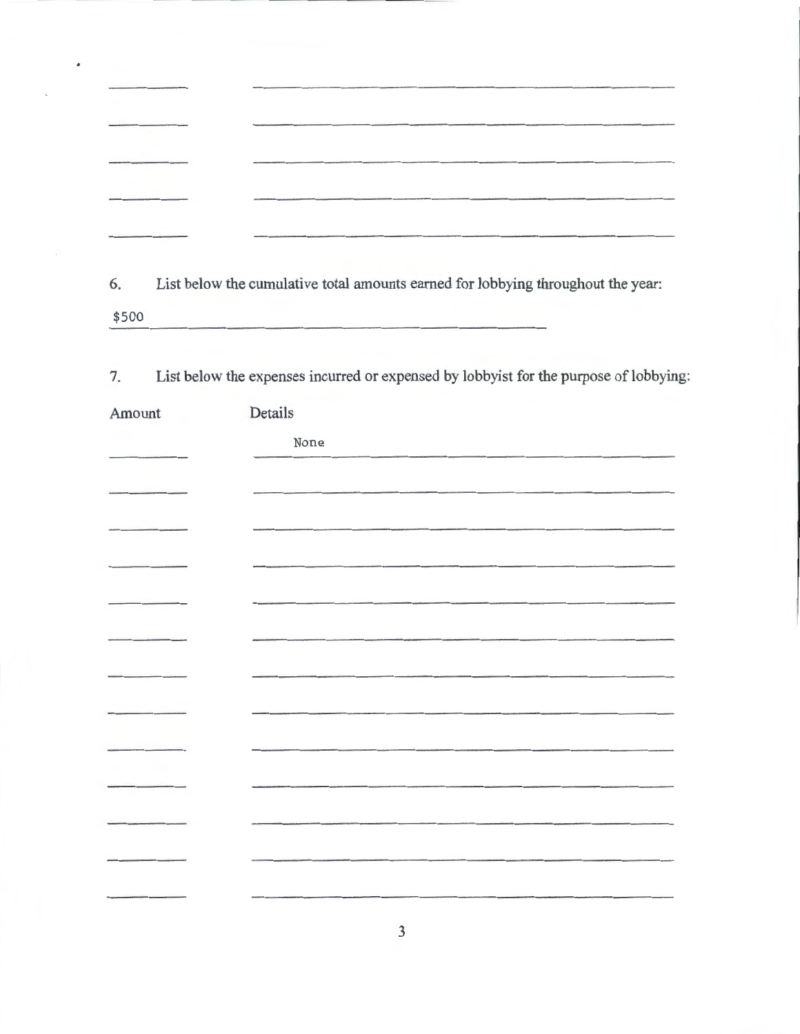6. List below the cumulative total amounts earned for lobbying throughout the year:

$500

7. List below the expenses incurred or expensed by lobbyist for the purpose of lobbying:

| Amount | Details |
| --- | --- |
| | None |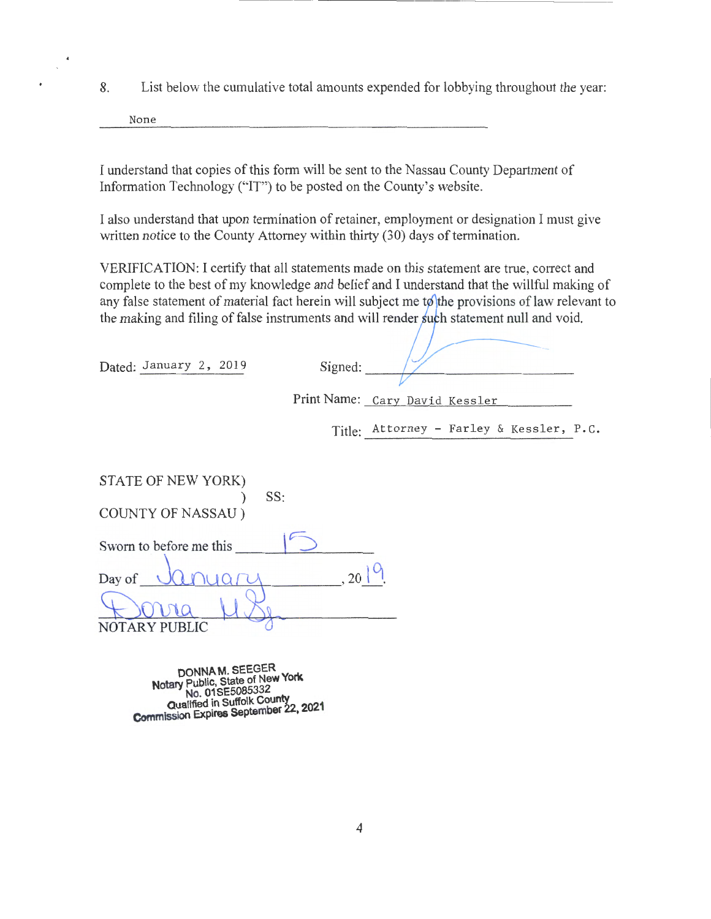8. List below the cumulative total amounts expended for lobbying throughout the year:

None

I understand that copies of this form will be sent to the Nassau County Department of Information Technology ("IT") to be posted on the County's website.

I also understand that upon termination of retainer, employment or designation I must give written notice to the County Attorney within thirty (30) days of termination.

VERIFICATION: I certify that all statements made on this statement are true, correct and complete to the best of my knowledge and belief and I understand that the willful making of any false statement of material fact herein will subject me to the provisions of law relevant to the making and filing of false instruments and will render such statement null and void.

Dated: January 2, 2019

Signed: ______________________

Print Name: Cary David Kessler

Title: Attorney - Farley & Kessler, P.C.

STATE OF NEW YORK)
) SS:
COUNTY OF NASSAU )

Sworn to before me this 15

Day of January, 2019

Donna M. Seeger

NOTARY PUBLIC

DONNA M. SEEGER
Notary Public, State of New York
No. 01SE5085332
Qualified in Suffolk County
Commission Expires September 22, 2021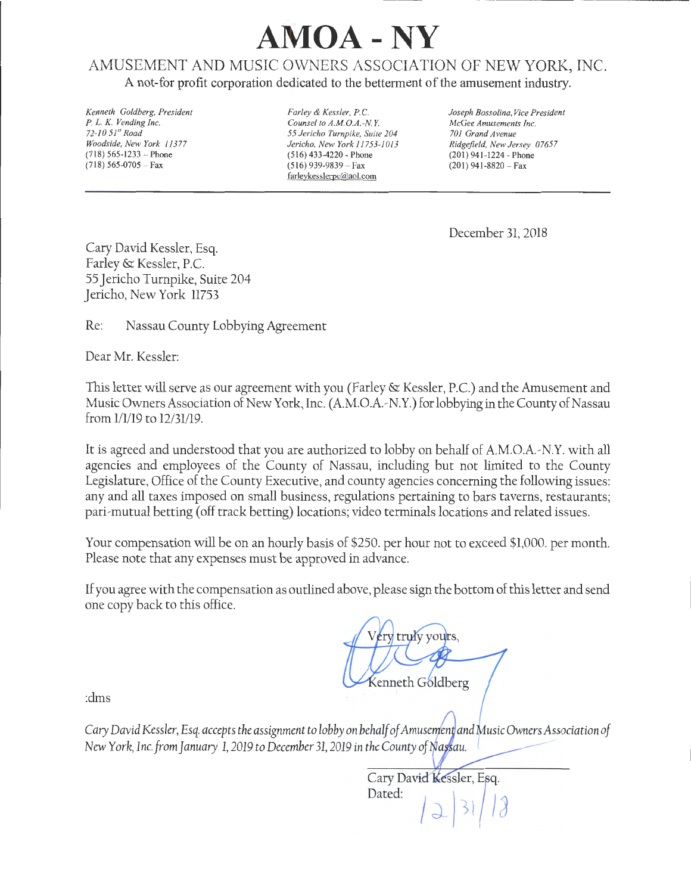# AMOA - NY

## AMUSEMENT AND MUSIC OWNERS ASSOCIATION OF NEW YORK, INC.

A not-for profit corporation dedicated to the betterment of the amusement industry.

*Kenneth Goldberg, President*
*P. L. K. Vending Inc.*
*72-10 51st Road*
*Woodside, New York 11377*
(718) 565-1233 – Phone
(718) 565-0705 – Fax

*Farley & Kessler, P.C.*
*Counsel to A.M.O.A.-N.Y.*
*55 Jericho Turnpike, Suite 204*
*Jericho, New York 11753-1013*
(516) 433-4220 - Phone
(516) 939-9839 – Fax
farleykesslerpc@aol.com

*Joseph Bossolina, Vice President*
*McGee Amusements Inc.*
*701 Grand Avenue*
*Ridgefield, New Jersey 07657*
(201) 941-1224 - Phone
(201) 941-8820 – Fax

---

December 31, 2018

Cary David Kessler, Esq.
Farley & Kessler, P.C.
55 Jericho Turnpike, Suite 204
Jericho, New York 11753

Re: Nassau County Lobbying Agreement

Dear Mr. Kessler:

This letter will serve as our agreement with you (Farley & Kessler, P.C.) and the Amusement and Music Owners Association of New York, Inc. (A.M.O.A.-N.Y.) for lobbying in the County of Nassau from 1/1/19 to 12/31/19.

It is agreed and understood that you are authorized to lobby on behalf of A.M.O.A.-N.Y. with all agencies and employees of the County of Nassau, including but not limited to the County Legislature, Office of the County Executive, and county agencies concerning the following issues: any and all taxes imposed on small business, regulations pertaining to bars taverns, restaurants; pari-mutual betting (off track betting) locations; video terminals locations and related issues.

Your compensation will be on an hourly basis of $250. per hour not to exceed $1,000. per month. Please note that any expenses must be approved in advance.

If you agree with the compensation as outlined above, please sign the bottom of this letter and send one copy back to this office.

Very truly yours,

Kenneth Goldberg

:dms

*Cary David Kessler, Esq. accepts the assignment to lobby on behalf of Amusement and Music Owners Association of New York, Inc. from January 1, 2019 to December 31, 2019 in the County of Nassau.*

Cary David Kessler, Esq.
Dated: 12/31/18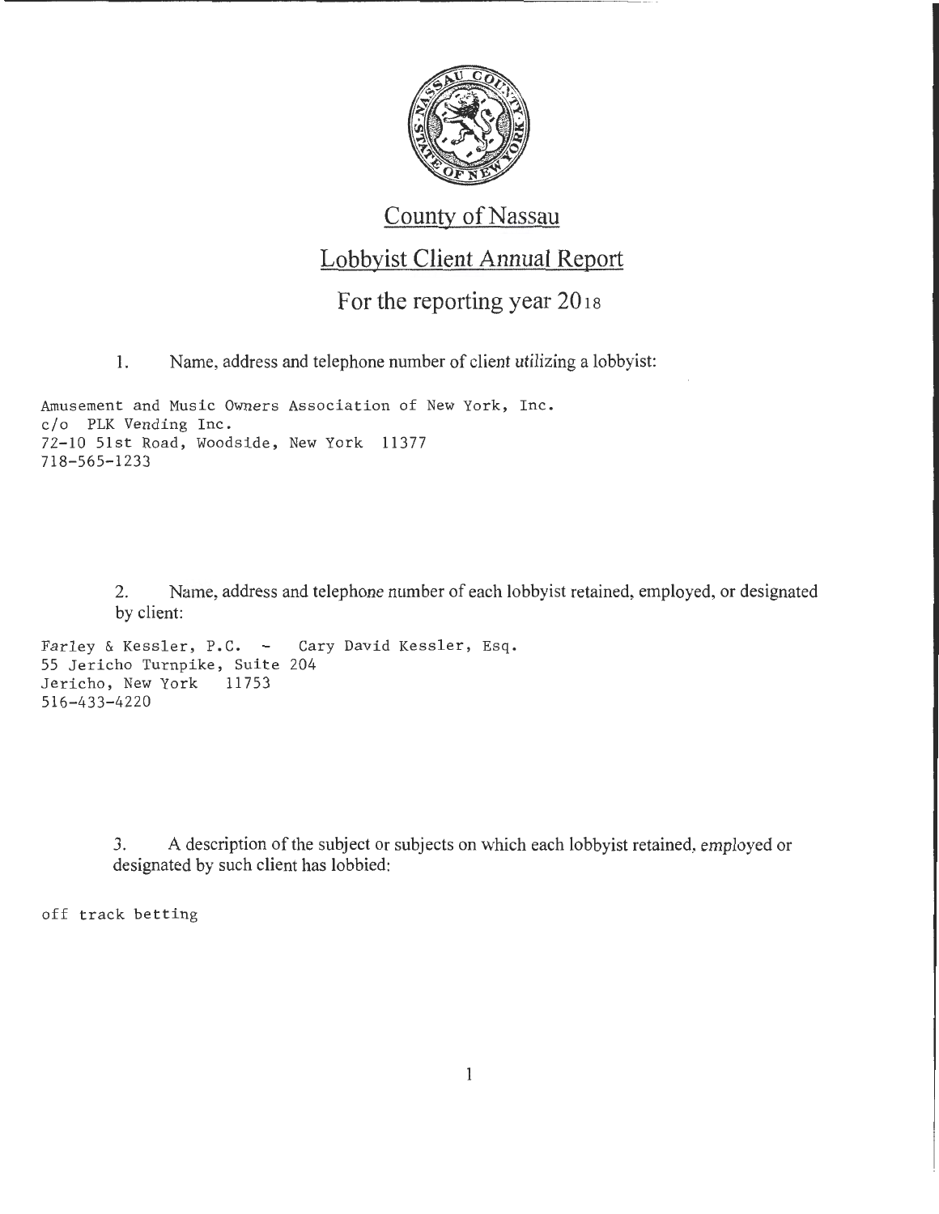# County of Nassau

## Lobbyist Client Annual Report

### For the reporting year 2018

1. Name, address and telephone number of client utilizing a lobbyist:

Amusement and Music Owners Association of New York, Inc.
c/o PLK Vending Inc.
72-10 51st Road, Woodside, New York 11377
718-565-1233

2. Name, address and telephone number of each lobbyist retained, employed, or designated by client:

Farley & Kessler, P.C. - Cary David Kessler, Esq.
55 Jericho Turnpike, Suite 204
Jericho, New York 11753
516-433-4220

3. A description of the subject or subjects on which each lobbyist retained, employed or designated by such client has lobbied:

off track betting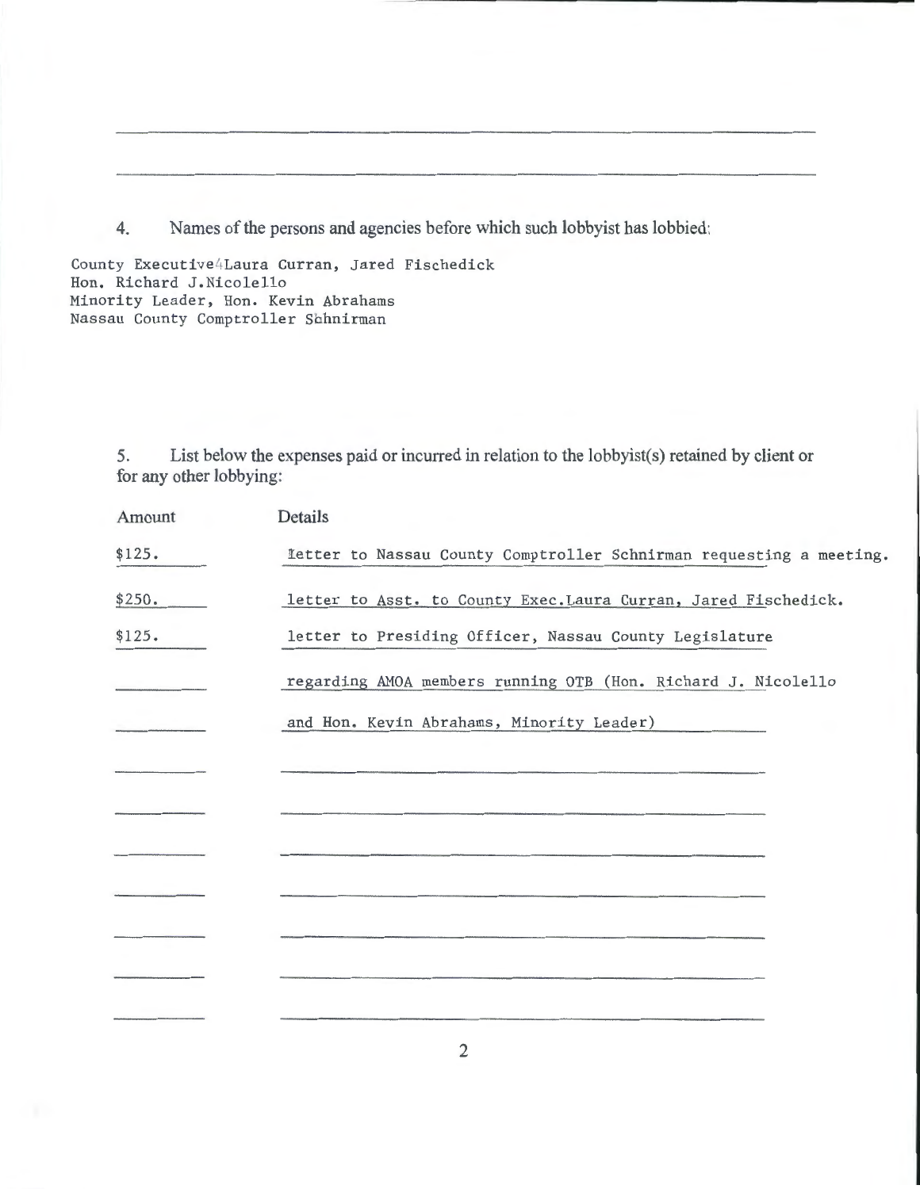4. Names of the persons and agencies before which such lobbyist has lobbied:

County Executive Laura Curran, Jared Fischedick
Hon. Richard J.Nicolello
Minority Leader, Hon. Kevin Abrahams
Nassau County Comptroller Schnirman

5. List below the expenses paid or incurred in relation to the lobbyist(s) retained by client or for any other lobbying:

| Amount | Details |
|---|---|
| $125. | letter to Nassau County Comptroller Schnirman requesting a meeting. |
| $250. | letter to Asst. to County Exec.Laura Curran, Jared Fischedick. |
| $125. | letter to Presiding Officer, Nassau County Legislature |
| | regarding AMOA members running OTB (Hon. Richard J. Nicolello |
| | and Hon. Kevin Abrahams, Minority Leader) |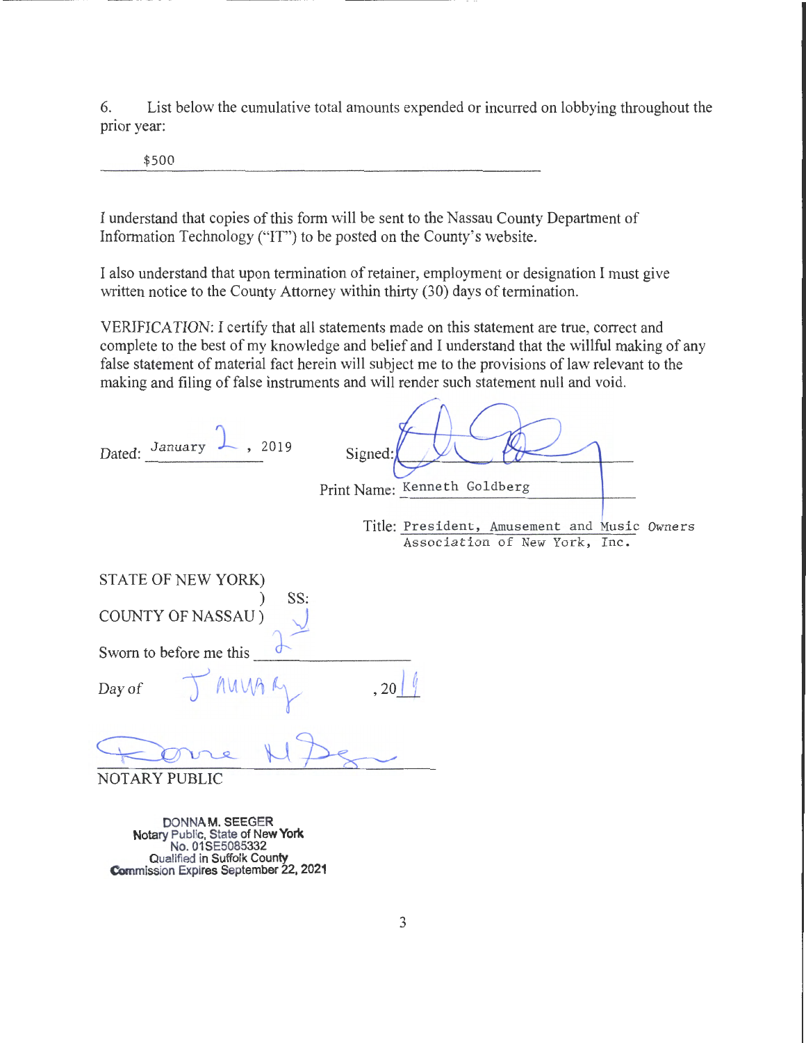6. List below the cumulative total amounts expended or incurred on lobbying throughout the prior year:

$500

I understand that copies of this form will be sent to the Nassau County Department of Information Technology ("IT") to be posted on the County's website.

I also understand that upon termination of retainer, employment or designation I must give written notice to the County Attorney within thirty (30) days of termination.

VERIFICATION: I certify that all statements made on this statement are true, correct and complete to the best of my knowledge and belief and I understand that the willful making of any false statement of material fact herein will subject me to the provisions of law relevant to the making and filing of false instruments and will render such statement null and void.

Dated: January 2, 2019

Signed: [signature]

Print Name: Kenneth Goldberg

Title: President, Amusement and Music Owners Association of New York, Inc.

STATE OF NEW YORK)
) SS:
COUNTY OF NASSAU )

Sworn to before me this 2

Day of January, 2019

[signature]
NOTARY PUBLIC

DONNA M. SEEGER
Notary Public, State of New York
No. 01SE5085332
Qualified in Suffolk County
Commission Expires September 22, 2021